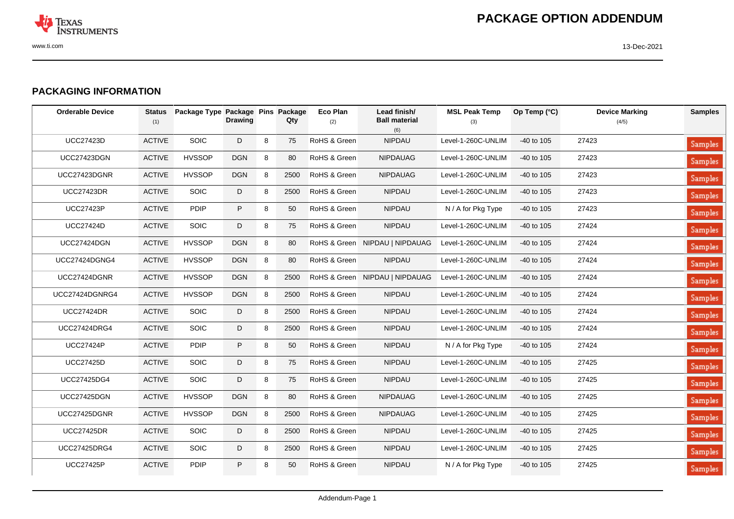# PACKAGE OPTION ADDENDUM

## PACKAGING INFORMATION

| Orderable Device | Status (1) | Package Type | Package Drawing | Pins | Package Qty | Eco Plan (2) | Lead finish/ Ball material (6) | MSL Peak Temp (3) | Op Temp (°C) | Device Marking (4/5) | Samples |
|---|---|---|---|---|---|---|---|---|---|---|---|
| UCC27423D | ACTIVE | SOIC | D | 8 | 75 | RoHS & Green | NIPDAU | Level-1-260C-UNLIM | -40 to 105 | 27423 | Samples |
| UCC27423DGN | ACTIVE | HVSSOP | DGN | 8 | 80 | RoHS & Green | NIPDAUAG | Level-1-260C-UNLIM | -40 to 105 | 27423 | Samples |
| UCC27423DGNR | ACTIVE | HVSSOP | DGN | 8 | 2500 | RoHS & Green | NIPDAUAG | Level-1-260C-UNLIM | -40 to 105 | 27423 | Samples |
| UCC27423DR | ACTIVE | SOIC | D | 8 | 2500 | RoHS & Green | NIPDAU | Level-1-260C-UNLIM | -40 to 105 | 27423 | Samples |
| UCC27423P | ACTIVE | PDIP | P | 8 | 50 | RoHS & Green | NIPDAU | N / A for Pkg Type | -40 to 105 | 27423 | Samples |
| UCC27424D | ACTIVE | SOIC | D | 8 | 75 | RoHS & Green | NIPDAU | Level-1-260C-UNLIM | -40 to 105 | 27424 | Samples |
| UCC27424DGN | ACTIVE | HVSSOP | DGN | 8 | 80 | RoHS & Green | NIPDAU \| NIPDAUAG | Level-1-260C-UNLIM | -40 to 105 | 27424 | Samples |
| UCC27424DGNG4 | ACTIVE | HVSSOP | DGN | 8 | 80 | RoHS & Green | NIPDAU | Level-1-260C-UNLIM | -40 to 105 | 27424 | Samples |
| UCC27424DGNR | ACTIVE | HVSSOP | DGN | 8 | 2500 | RoHS & Green | NIPDAU \| NIPDAUAG | Level-1-260C-UNLIM | -40 to 105 | 27424 | Samples |
| UCC27424DGNRG4 | ACTIVE | HVSSOP | DGN | 8 | 2500 | RoHS & Green | NIPDAU | Level-1-260C-UNLIM | -40 to 105 | 27424 | Samples |
| UCC27424DR | ACTIVE | SOIC | D | 8 | 2500 | RoHS & Green | NIPDAU | Level-1-260C-UNLIM | -40 to 105 | 27424 | Samples |
| UCC27424DRG4 | ACTIVE | SOIC | D | 8 | 2500 | RoHS & Green | NIPDAU | Level-1-260C-UNLIM | -40 to 105 | 27424 | Samples |
| UCC27424P | ACTIVE | PDIP | P | 8 | 50 | RoHS & Green | NIPDAU | N / A for Pkg Type | -40 to 105 | 27424 | Samples |
| UCC27425D | ACTIVE | SOIC | D | 8 | 75 | RoHS & Green | NIPDAU | Level-1-260C-UNLIM | -40 to 105 | 27425 | Samples |
| UCC27425DG4 | ACTIVE | SOIC | D | 8 | 75 | RoHS & Green | NIPDAU | Level-1-260C-UNLIM | -40 to 105 | 27425 | Samples |
| UCC27425DGN | ACTIVE | HVSSOP | DGN | 8 | 80 | RoHS & Green | NIPDAUAG | Level-1-260C-UNLIM | -40 to 105 | 27425 | Samples |
| UCC27425DGNR | ACTIVE | HVSSOP | DGN | 8 | 2500 | RoHS & Green | NIPDAUAG | Level-1-260C-UNLIM | -40 to 105 | 27425 | Samples |
| UCC27425DR | ACTIVE | SOIC | D | 8 | 2500 | RoHS & Green | NIPDAU | Level-1-260C-UNLIM | -40 to 105 | 27425 | Samples |
| UCC27425DRG4 | ACTIVE | SOIC | D | 8 | 2500 | RoHS & Green | NIPDAU | Level-1-260C-UNLIM | -40 to 105 | 27425 | Samples |
| UCC27425P | ACTIVE | PDIP | P | 8 | 50 | RoHS & Green | NIPDAU | N / A for Pkg Type | -40 to 105 | 27425 | Samples |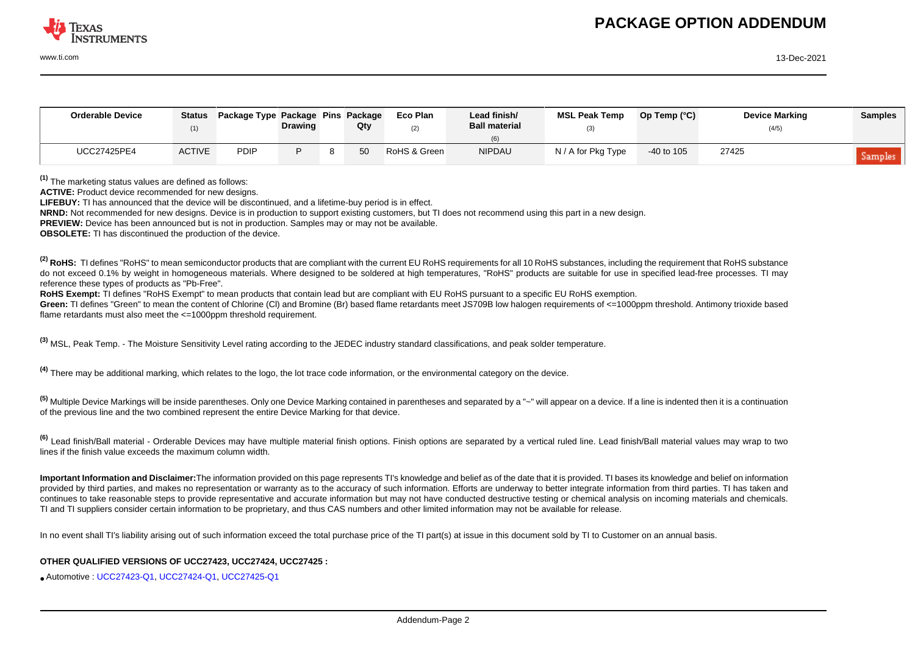| Orderable Device | Status (1) | Package Type | Package Drawing | Pins | Package Qty | Eco Plan (2) | Lead finish/ Ball material (6) | MSL Peak Temp (3) | Op Temp (°C) | Device Marking (4/5) | Samples |
|---|---|---|---|---|---|---|---|---|---|---|---|
| UCC27425PE4 | ACTIVE | PDIP | P | 8 | 50 | RoHS & Green | NIPDAU | N / A for Pkg Type | -40 to 105 | 27425 | Samples |

**(1)** The marketing status values are defined as follows:

**ACTIVE:** Product device recommended for new designs.

**LIFEBUY:** TI has announced that the device will be discontinued, and a lifetime-buy period is in effect.

**NRND:** Not recommended for new designs. Device is in production to support existing customers, but TI does not recommend using this part in a new design.

**PREVIEW:** Device has been announced but is not in production. Samples may or may not be available.

**OBSOLETE:** TI has discontinued the production of the device.

**(2) RoHS:** TI defines "RoHS" to mean semiconductor products that are compliant with the current EU RoHS requirements for all 10 RoHS substances, including the requirement that RoHS substance do not exceed 0.1% by weight in homogeneous materials. Where designed to be soldered at high temperatures, "RoHS" products are suitable for use in specified lead-free processes. TI may reference these types of products as "Pb-Free".

**RoHS Exempt:** TI defines "RoHS Exempt" to mean products that contain lead but are compliant with EU RoHS pursuant to a specific EU RoHS exemption.

**Green:** TI defines "Green" to mean the content of Chlorine (Cl) and Bromine (Br) based flame retardants meet JS709B low halogen requirements of <=1000ppm threshold. Antimony trioxide based flame retardants must also meet the <=1000ppm threshold requirement.

**(3)** MSL, Peak Temp. - The Moisture Sensitivity Level rating according to the JEDEC industry standard classifications, and peak solder temperature.

**(4)** There may be additional marking, which relates to the logo, the lot trace code information, or the environmental category on the device.

**(5)** Multiple Device Markings will be inside parentheses. Only one Device Marking contained in parentheses and separated by a "~" will appear on a device. If a line is indented then it is a continuation of the previous line and the two combined represent the entire Device Marking for that device.

**(6)** Lead finish/Ball material - Orderable Devices may have multiple material finish options. Finish options are separated by a vertical ruled line. Lead finish/Ball material values may wrap to two lines if the finish value exceeds the maximum column width.

**Important Information and Disclaimer:** The information provided on this page represents TI's knowledge and belief as of the date that it is provided. TI bases its knowledge and belief on information provided by third parties, and makes no representation or warranty as to the accuracy of such information. Efforts are underway to better integrate information from third parties. TI has taken and continues to take reasonable steps to provide representative and accurate information but may not have conducted destructive testing or chemical analysis on incoming materials and chemicals. TI and TI suppliers consider certain information to be proprietary, and thus CAS numbers and other limited information may not be available for release.

In no event shall TI's liability arising out of such information exceed the total purchase price of the TI part(s) at issue in this document sold by TI to Customer on an annual basis.

**OTHER QUALIFIED VERSIONS OF UCC27423, UCC27424, UCC27425 :**

- Automotive : UCC27423-Q1, UCC27424-Q1, UCC27425-Q1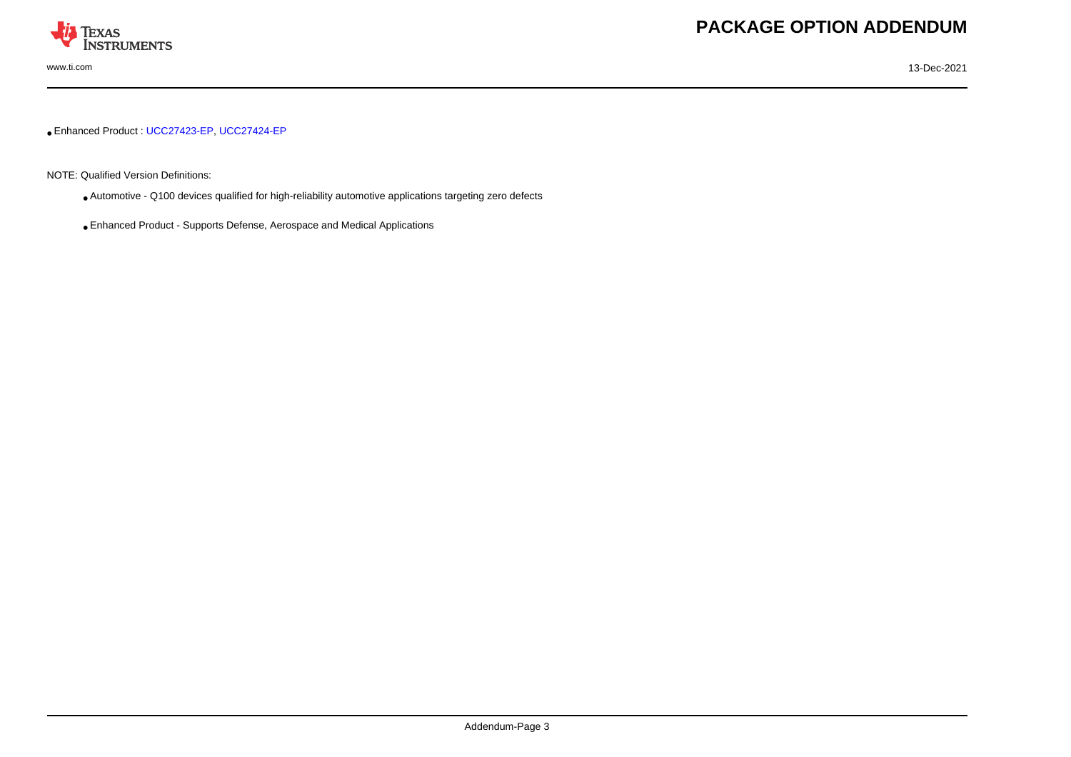- Enhanced Product : UCC27423-EP, UCC27424-EP

NOTE: Qualified Version Definitions:

- Automotive - Q100 devices qualified for high-reliability automotive applications targeting zero defects
- Enhanced Product - Supports Defense, Aerospace and Medical Applications